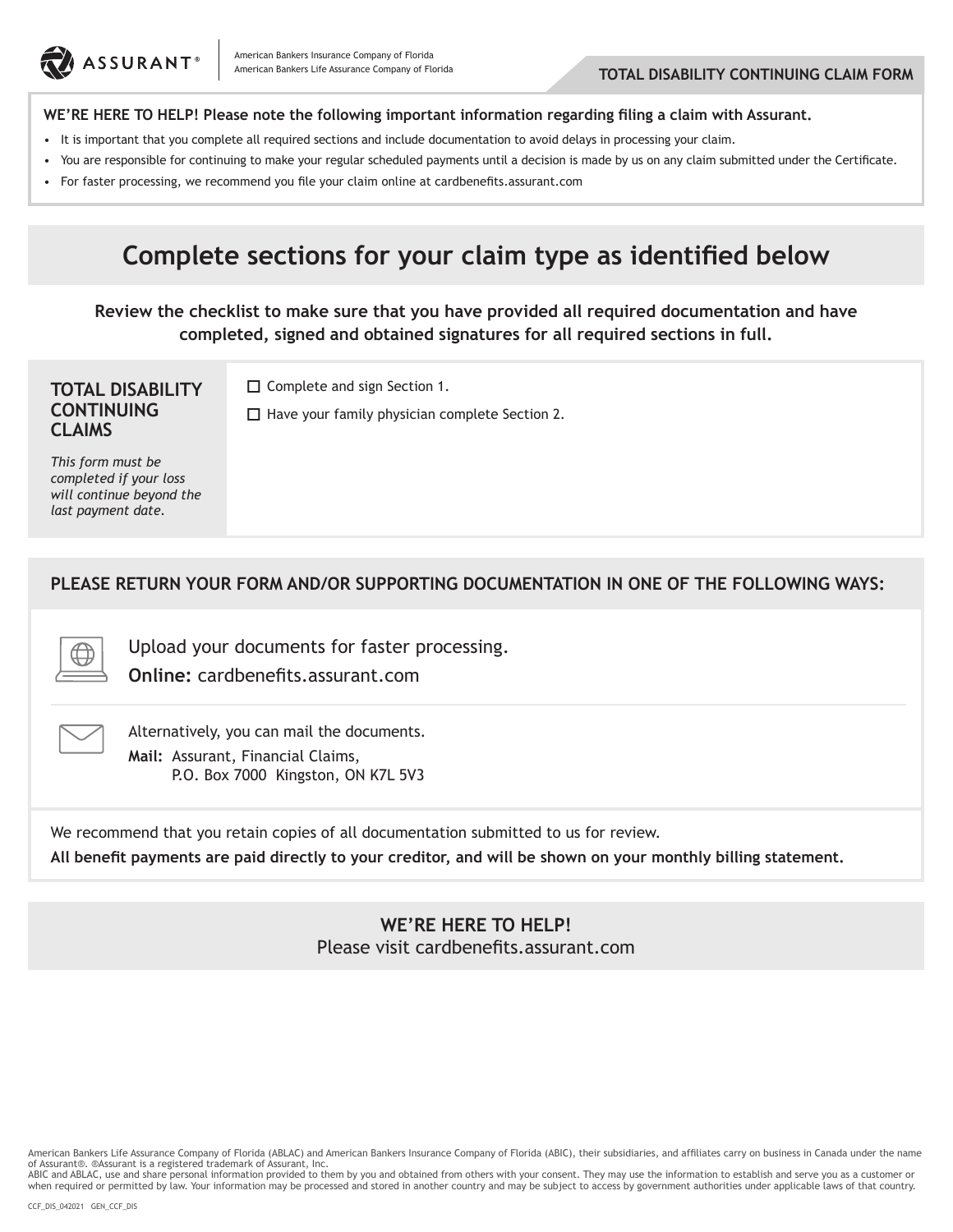ASSURANT®

American Bankers Insurance Company of Florida
American Bankers Life Assurance Company of Florida

**TOTAL DISABILITY CONTINUING CLAIM FORM**

**WE'RE HERE TO HELP! Please note the following important information regarding filing a claim with Assurant.**

- It is important that you complete all required sections and include documentation to avoid delays in processing your claim.
- You are responsible for continuing to make your regular scheduled payments until a decision is made by us on any claim submitted under the Certificate.
- For faster processing, we recommend you file your claim online at cardbenefits.assurant.com

# Complete sections for your claim type as identified below

**Review the checklist to make sure that you have provided all required documentation and have completed, signed and obtained signatures for all required sections in full.**

| **TOTAL DISABILITY CONTINUING CLAIMS**<br>*This form must be completed if your loss will continue beyond the last payment date.* | ☐ Complete and sign Section 1.<br>☐ Have your family physician complete Section 2. |
|---|---|

## PLEASE RETURN YOUR FORM AND/OR SUPPORTING DOCUMENTATION IN ONE OF THE FOLLOWING WAYS:

Upload your documents for faster processing.
**Online:** cardbenefits.assurant.com

Alternatively, you can mail the documents.
**Mail:** Assurant, Financial Claims,
P.O. Box 7000 Kingston, ON K7L 5V3

We recommend that you retain copies of all documentation submitted to us for review.

**All benefit payments are paid directly to your creditor, and will be shown on your monthly billing statement.**

**WE'RE HERE TO HELP!**
Please visit cardbenefits.assurant.com

American Bankers Life Assurance Company of Florida (ABLAC) and American Bankers Insurance Company of Florida (ABIC), their subsidiaries, and affiliates carry on business in Canada under the name of Assurant®. ®Assurant is a registered trademark of Assurant, Inc.
ABIC and ABLAC, use and share personal information provided to them by you and obtained from others with your consent. They may use the information to establish and serve you as a customer or when required or permitted by law. Your information may be processed and stored in another country and may be subject to access by government authorities under applicable laws of that country.

CCF_DIS_042021 GEN_CCF_DIS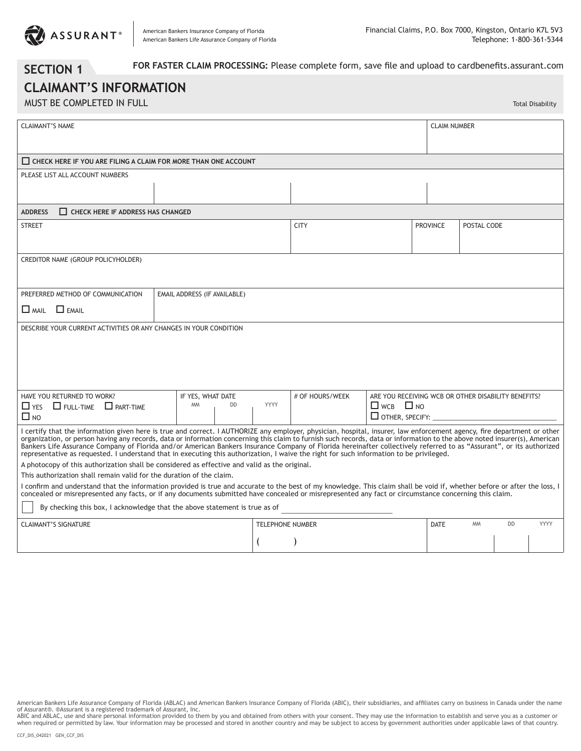ASSURANT®

American Bankers Insurance Company of Florida
American Bankers Life Assurance Company of Florida

Financial Claims, P.O. Box 7000, Kingston, Ontario K7L 5V3
Telephone: 1-800-361-5344

## SECTION 1

**FOR FASTER CLAIM PROCESSING:** Please complete form, save file and upload to cardbenefits.assurant.com

## CLAIMANT'S INFORMATION

MUST BE COMPLETED IN FULL

Total Disability

| CLAIMANT'S NAME | | | | CLAIM NUMBER |
|---|---|---|---|---|
| | | | | |

☐ **CHECK HERE IF YOU ARE FILING A CLAIM FOR MORE THAN ONE ACCOUNT**

| PLEASE LIST ALL ACCOUNT NUMBERS | | | |
|---|---|---|---|
| | | | |

**ADDRESS** ☐ **CHECK HERE IF ADDRESS HAS CHANGED**

| STREET | CITY | PROVINCE | POSTAL CODE |
|---|---|---|---|
| | | | |

CREDITOR NAME (GROUP POLICYHOLDER)

| PREFERRED METHOD OF COMMUNICATION | EMAIL ADDRESS (IF AVAILABLE) |
|---|---|
| ☐ MAIL ☐ EMAIL | |

DESCRIBE YOUR CURRENT ACTIVITIES OR ANY CHANGES IN YOUR CONDITION

| HAVE YOU RETURNED TO WORK? | IF YES, WHAT DATE | # OF HOURS/WEEK | ARE YOU RECEIVING WCB OR OTHER DISABILITY BENEFITS? |
|---|---|---|---|
| ☐ YES ☐ FULL-TIME ☐ PART-TIME<br>☐ NO | MM DD YYYY | | ☐ WCB ☐ NO<br>☐ OTHER, SPECIFY: ______ |

I certify that the information given here is true and correct. I AUTHORIZE any employer, physician, hospital, insurer, law enforcement agency, fire department or other organization, or person having any records, data or information concerning this claim to furnish such records, data or information to the above noted insurer(s), American Bankers Life Assurance Company of Florida and/or American Bankers Insurance Company of Florida hereinafter collectively referred to as "Assurant", or its authorized representative as requested. I understand that in executing this authorization, I waive the right for such information to be privileged.

A photocopy of this authorization shall be considered as effective and valid as the original.

This authorization shall remain valid for the duration of the claim.

I confirm and understand that the information provided is true and accurate to the best of my knowledge. This claim shall be void if, whether before or after the loss, I concealed or misrepresented any facts, or if any documents submitted have concealed or misrepresented any fact or circumstance concerning this claim.

☐ By checking this box, I acknowledge that the above statement is true as of ______

| CLAIMANT'S SIGNATURE | TELEPHONE NUMBER | DATE MM DD YYYY |
|---|---|---|
| | ( ) | |

American Bankers Life Assurance Company of Florida (ABLAC) and American Bankers Insurance Company of Florida (ABIC), their subsidiaries, and affiliates carry on business in Canada under the name of Assurant®. ®Assurant is a registered trademark of Assurant, Inc.
ABIC and ABLAC, use and share personal information provided to them by you and obtained from others with your consent. They may use the information to establish and serve you as a customer or when required or permitted by law. Your information may be processed and stored in another country and may be subject to access by government authorities under applicable laws of that country.

CCF_DIS_042021 GEN_CCF_DIS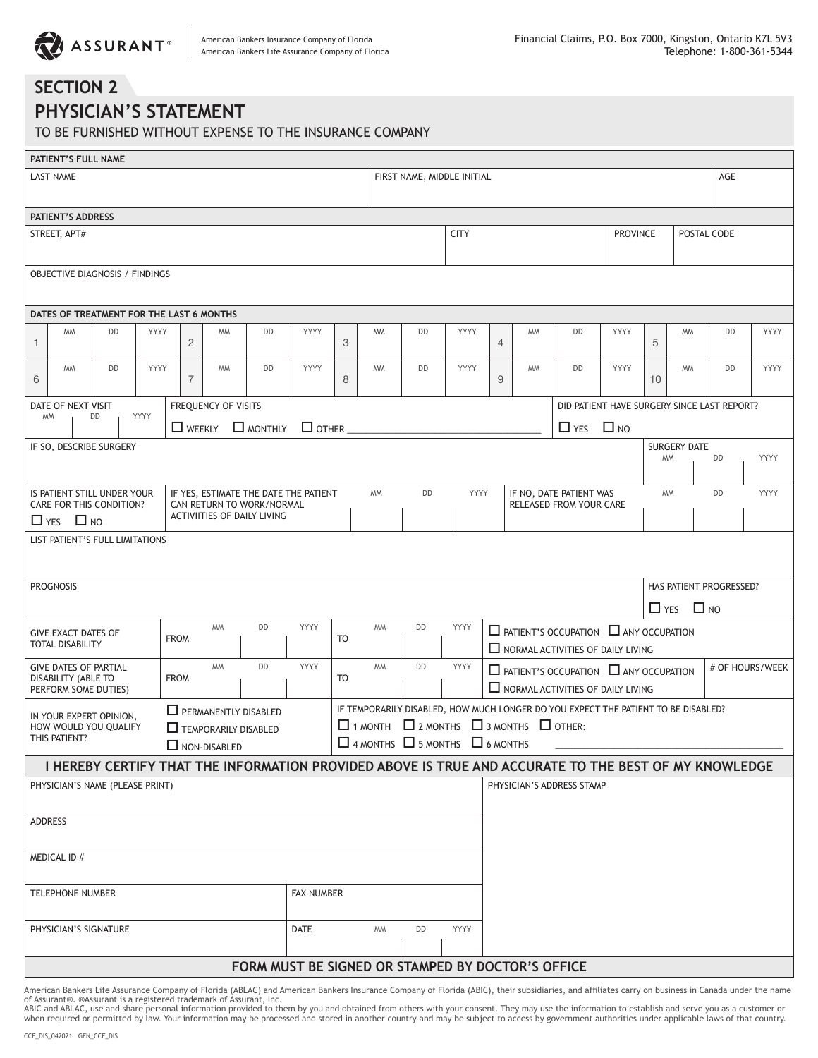ASSURANT®

American Bankers Insurance Company of Florida
American Bankers Life Assurance Company of Florida

Financial Claims, P.O. Box 7000, Kingston, Ontario K7L 5V3
Telephone: 1-800-361-5344

# SECTION 2

## PHYSICIAN'S STATEMENT

TO BE FURNISHED WITHOUT EXPENSE TO THE INSURANCE COMPANY

**PATIENT'S FULL NAME**

| LAST NAME | FIRST NAME, MIDDLE INITIAL | AGE |
|---|---|---|
| | | |

**PATIENT'S ADDRESS**

| STREET, APT# | CITY | PROVINCE | POSTAL CODE |
|---|---|---|---|
| | | | |

OBJECTIVE DIAGNOSIS / FINDINGS

**DATES OF TREATMENT FOR THE LAST 6 MONTHS**

| # | MM | DD | YYYY | # | MM | DD | YYYY | # | MM | DD | YYYY | # | MM | DD | YYYY | # | MM | DD | YYYY |
|---|---|---|---|---|---|---|---|---|---|---|---|---|---|---|---|---|---|---|---|
| 1 | | | | 2 | | | | 3 | | | | 4 | | | | 5 | | | |
| 6 | | | | 7 | | | | 8 | | | | 9 | | | | 10 | | | |

DATE OF NEXT VISIT (MM DD YYYY)

FREQUENCY OF VISITS ☐ WEEKLY ☐ MONTHLY ☐ OTHER ____________

DID PATIENT HAVE SURGERY SINCE LAST REPORT? ☐ YES ☐ NO

IF SO, DESCRIBE SURGERY

SURGERY DATE (MM DD YYYY)

IS PATIENT STILL UNDER YOUR CARE FOR THIS CONDITION? ☐ YES ☐ NO

IF YES, ESTIMATE THE DATE THE PATIENT CAN RETURN TO WORK/NORMAL ACTIVITIES OF DAILY LIVING (MM DD YYYY)

IF NO, DATE PATIENT WAS RELEASED FROM YOUR CARE (MM DD YYYY)

LIST PATIENT'S FULL LIMITATIONS

PROGNOSIS

HAS PATIENT PROGRESSED? ☐ YES ☐ NO

| | FROM (MM DD YYYY) | TO (MM DD YYYY) | | |
|---|---|---|---|---|
| GIVE EXACT DATES OF TOTAL DISABILITY | | | ☐ PATIENT'S OCCUPATION ☐ ANY OCCUPATION ☐ NORMAL ACTIVITIES OF DAILY LIVING | |
| GIVE DATES OF PARTIAL DISABILITY (ABLE TO PERFORM SOME DUTIES) | | | ☐ PATIENT'S OCCUPATION ☐ ANY OCCUPATION ☐ NORMAL ACTIVITIES OF DAILY LIVING | # OF HOURS/WEEK |

IN YOUR EXPERT OPINION, HOW WOULD YOU QUALIFY THIS PATIENT?

☐ PERMANENTLY DISABLED
☐ TEMPORARILY DISABLED
☐ NON-DISABLED

IF TEMPORARILY DISABLED, HOW MUCH LONGER DO YOU EXPECT THE PATIENT TO BE DISABLED?

☐ 1 MONTH ☐ 2 MONTHS ☐ 3 MONTHS ☐ OTHER: ____________
☐ 4 MONTHS ☐ 5 MONTHS ☐ 6 MONTHS

### I HEREBY CERTIFY THAT THE INFORMATION PROVIDED ABOVE IS TRUE AND ACCURATE TO THE BEST OF MY KNOWLEDGE

PHYSICIAN'S NAME (PLEASE PRINT)

ADDRESS

MEDICAL ID #

| TELEPHONE NUMBER | FAX NUMBER |
|---|---|
| | |

| PHYSICIAN'S SIGNATURE | DATE (MM DD YYYY) |
|---|---|
| | |

PHYSICIAN'S ADDRESS STAMP

**FORM MUST BE SIGNED OR STAMPED BY DOCTOR'S OFFICE**

American Bankers Life Assurance Company of Florida (ABLAC) and American Bankers Insurance Company of Florida (ABIC), their subsidiaries, and affiliates carry on business in Canada under the name of Assurant®. ®Assurant is a registered trademark of Assurant, Inc.
ABIC and ABLAC, use and share personal information provided to them by you and obtained from others with your consent. They may use the information to establish and serve you as a customer or when required or permitted by law. Your information may be processed and stored in another country and may be subject to access by government authorities under applicable laws of that country.

CCF_DIS_042021 GEN_CCF_DIS